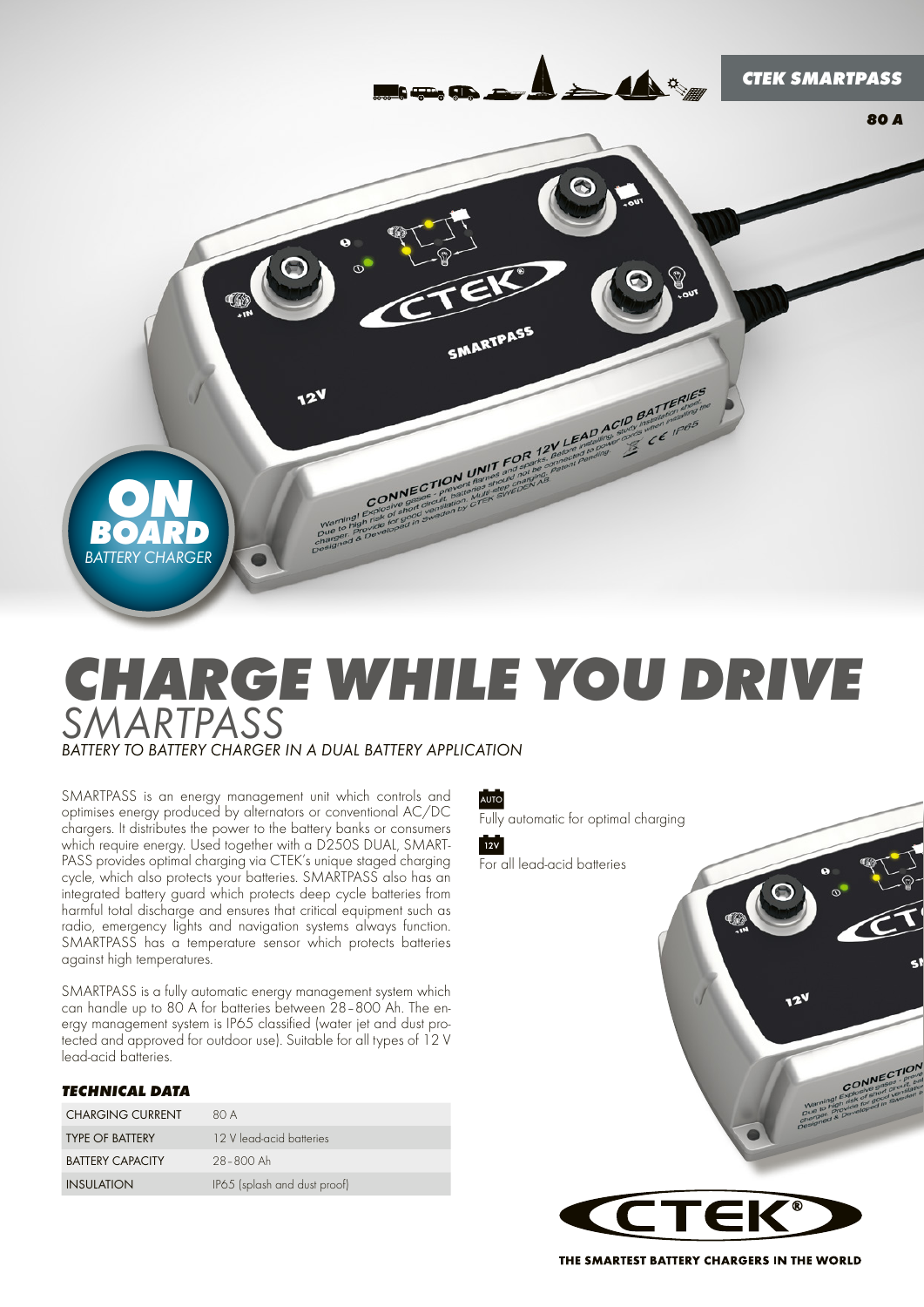CTEK SMARTPASS

80 A

**ON BOARD** *BATTERY CHARGER*

# CHARGE WHILE YOU DRIVE

## SMARTPASS

*BATTERY TO BATTERY CHARGER IN A DUAL BATTERY APPLICATION*

SMARTPASS is an energy management unit which controls and optimises energy produced by alternators or conventional AC/DC chargers. It distributes the power to the battery banks or consumers which require energy. Used together with a D250S DUAL, SMARTPASS provides optimal charging via CTEK's unique staged charging cycle, which also protects your batteries. SMARTPASS also has an integrated battery guard which protects deep cycle batteries from harmful total discharge and ensures that critical equipment such as radio, emergency lights and navigation systems always function. SMARTPASS has a temperature sensor which protects batteries against high temperatures.

SMARTPASS is a fully automatic energy management system which can handle up to 80 A for batteries between 28–800 Ah. The energy management system is IP65 classified (water jet and dust protected and approved for outdoor use). Suitable for all types of 12 V lead-acid batteries.

AUTO
Fully automatic for optimal charging

12V
For all lead-acid batteries

### TECHNICAL DATA

| | |
|---|---|
| CHARGING CURRENT | 80 A |
| TYPE OF BATTERY | 12 V lead-acid batteries |
| BATTERY CAPACITY | 28–800 Ah |
| INSULATION | IP65 (splash and dust proof) |

THE SMARTEST BATTERY CHARGERS IN THE WORLD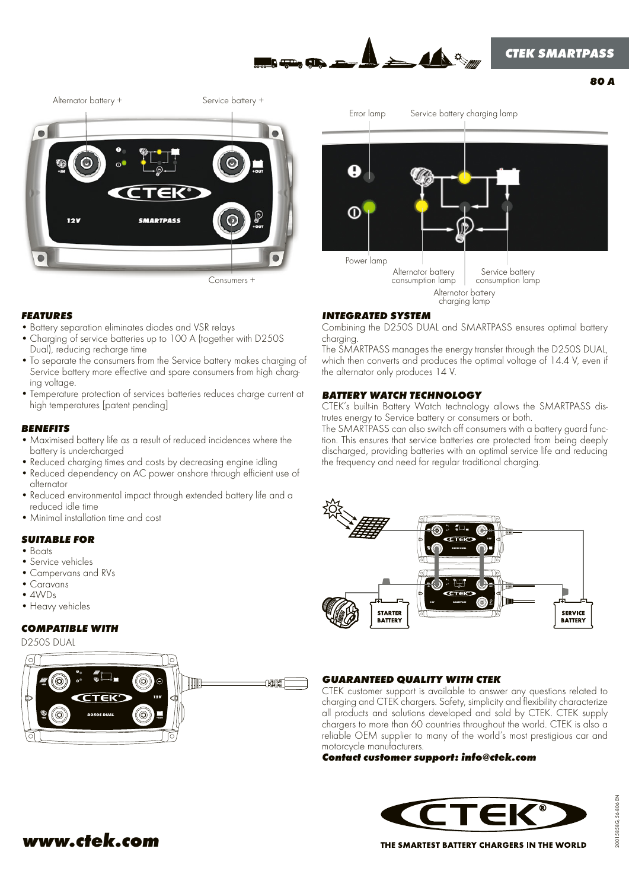CTEK SMARTPASS

80 A

Alternator battery +

Service battery +

Consumers +

Error lamp

Service battery charging lamp

Power lamp

Alternator battery consumption lamp

Service battery consumption lamp

Alternator battery charging lamp

### FEATURES

- Battery separation eliminates diodes and VSR relays
- Charging of service batteries up to 100 A (together with D250S Dual), reducing recharge time
- To separate the consumers from the Service battery makes charging of Service battery more effective and spare consumers from high charging voltage.
- Temperature protection of services batteries reduces charge current at high temperatures [patent pending]

### BENEFITS

- Maximised battery life as a result of reduced incidences where the battery is undercharged
- Reduced charging times and costs by decreasing engine idling
- Reduced dependency on AC power onshore through efficient use of alternator
- Reduced environmental impact through extended battery life and a reduced idle time
- Minimal installation time and cost

### SUITABLE FOR

- Boats
- Service vehicles
- Campervans and RVs
- Caravans
- 4WDs
- Heavy vehicles

### COMPATIBLE WITH

D250S DUAL

### INTEGRATED SYSTEM

Combining the D250S DUAL and SMARTPASS ensures optimal battery charging.

The SMARTPASS manages the energy transfer through the D250S DUAL, which then converts and produces the optimal voltage of 14.4 V, even if the alternator only produces 14 V.

### BATTERY WATCH TECHNOLOGY

CTEK's built-in Battery Watch technology allows the SMARTPASS distrutes energy to Service battery or consumers or both.

The SMARTPASS can also switch off consumers with a battery guard function. This ensures that service batteries are protected from being deeply discharged, providing batteries with an optimal service life and reducing the frequency and need for regular traditional charging.

STARTER BATTERY

SERVICE BATTERY

### GUARANTEED QUALITY WITH CTEK

CTEK customer support is available to answer any questions related to charging and CTEK chargers. Safety, simplicity and flexibility characterize all products and solutions developed and sold by CTEK. CTEK supply chargers to more than 60 countries throughout the world. CTEK is also a reliable OEM supplier to many of the world's most prestigious car and motorcycle manufacturers.

***Contact customer support: info@ctek.com***

**www.ctek.com**

THE SMARTEST BATTERY CHARGERS IN THE WORLD

20015858G 56-806 EN